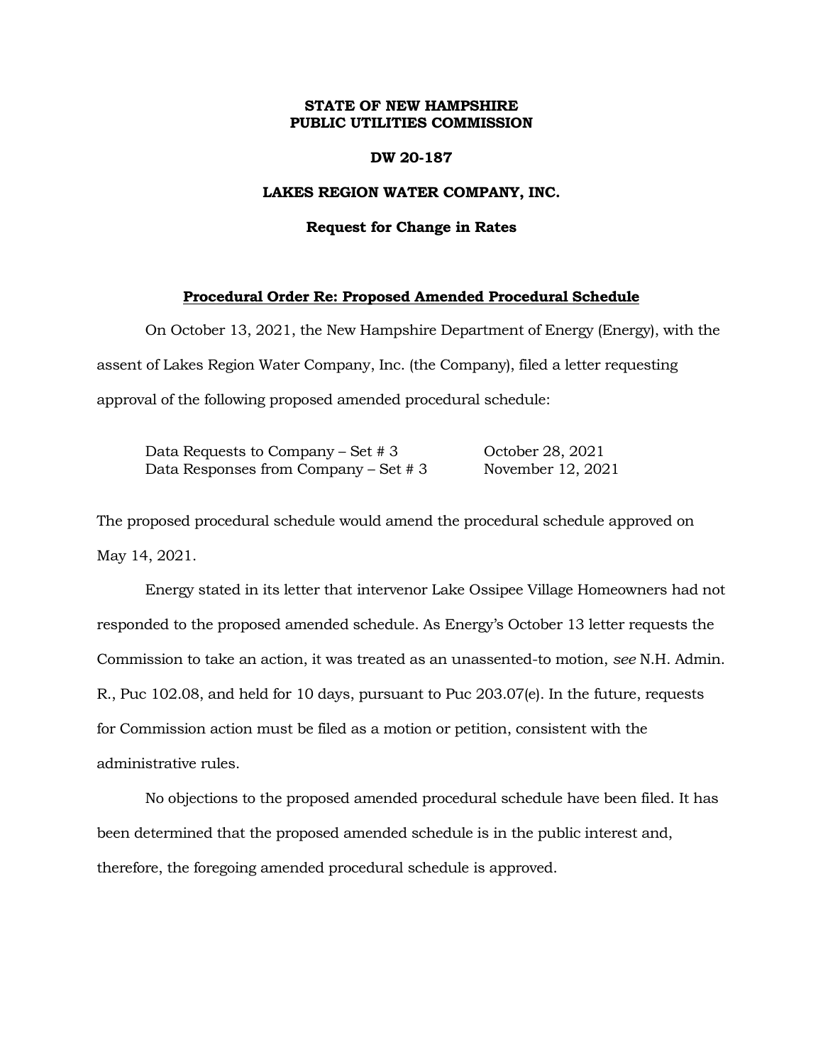**STATE OF NEW HAMPSHIRE**
**PUBLIC UTILITIES COMMISSION**

**DW 20-187**

**LAKES REGION WATER COMPANY, INC.**

**Request for Change in Rates**

**<u>Procedural Order Re: Proposed Amended Procedural Schedule</u>**

On October 13, 2021, the New Hampshire Department of Energy (Energy), with the assent of Lakes Region Water Company, Inc. (the Company), filed a letter requesting approval of the following proposed amended procedural schedule:

| | |
|---|---|
| Data Requests to Company – Set # 3 | October 28, 2021 |
| Data Responses from Company – Set # 3 | November 12, 2021 |

The proposed procedural schedule would amend the procedural schedule approved on May 14, 2021.

Energy stated in its letter that intervenor Lake Ossipee Village Homeowners had not responded to the proposed amended schedule. As Energy's October 13 letter requests the Commission to take an action, it was treated as an unassented-to motion, *see* N.H. Admin. R., Puc 102.08, and held for 10 days, pursuant to Puc 203.07(e). In the future, requests for Commission action must be filed as a motion or petition, consistent with the administrative rules.

No objections to the proposed amended procedural schedule have been filed. It has been determined that the proposed amended schedule is in the public interest and, therefore, the foregoing amended procedural schedule is approved.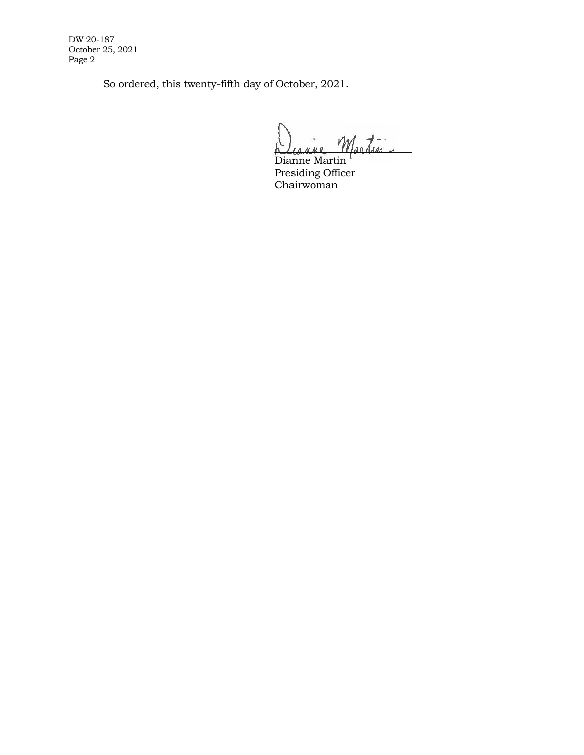So ordered, this twenty-fifth day of October, 2021.

Dianne Martin
Presiding Officer
Chairwoman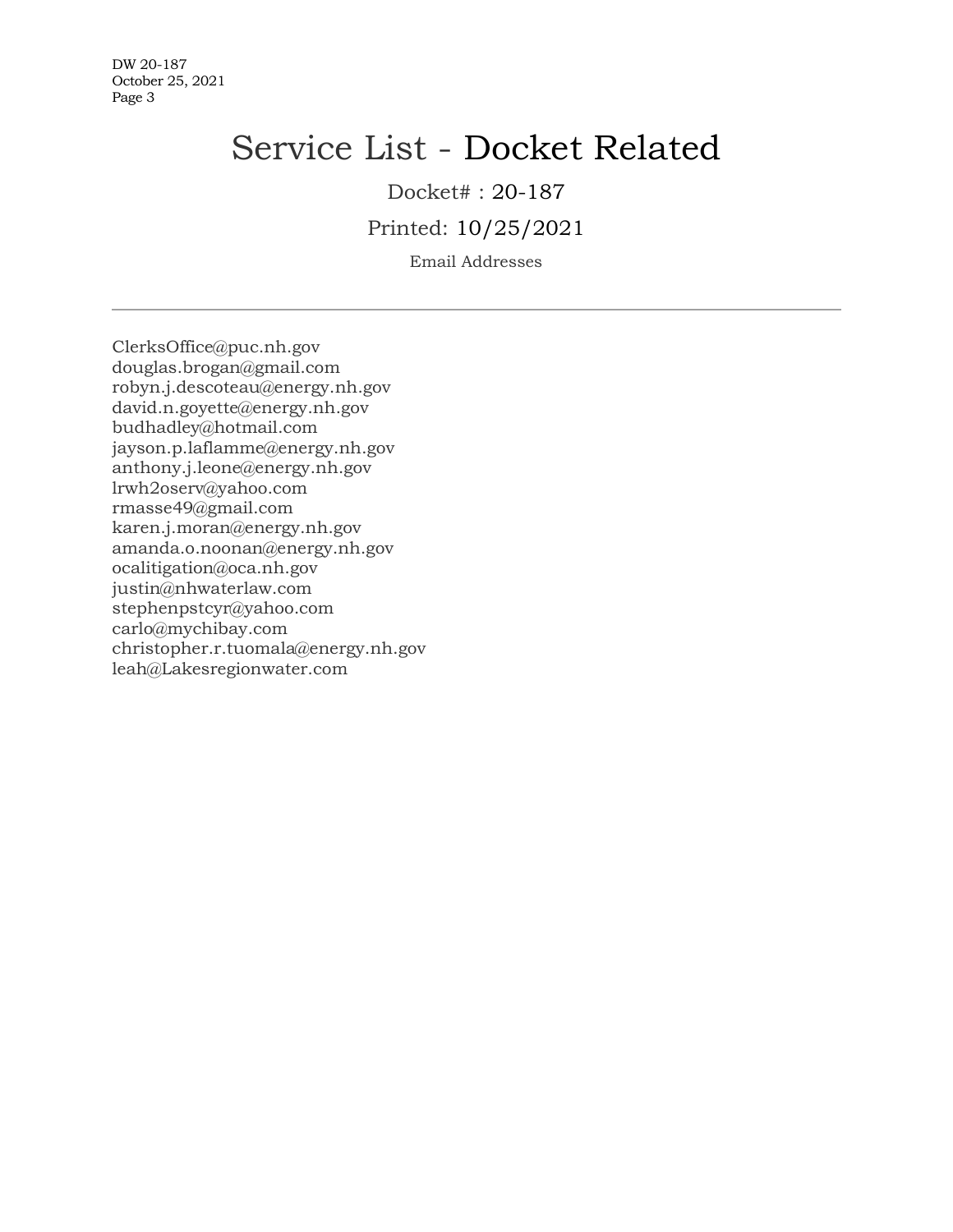# Service List - Docket Related

Docket# : 20-187

Printed: 10/25/2021

Email Addresses

---

ClerksOffice@puc.nh.gov
douglas.brogan@gmail.com
robyn.j.descoteau@energy.nh.gov
david.n.goyette@energy.nh.gov
budhadley@hotmail.com
jayson.p.laflamme@energy.nh.gov
anthony.j.leone@energy.nh.gov
lrwh2oserv@yahoo.com
rmasse49@gmail.com
karen.j.moran@energy.nh.gov
amanda.o.noonan@energy.nh.gov
ocalitigation@oca.nh.gov
justin@nhwaterlaw.com
stephenpstcyr@yahoo.com
carlo@mychibay.com
christopher.r.tuomala@energy.nh.gov
leah@Lakesregionwater.com